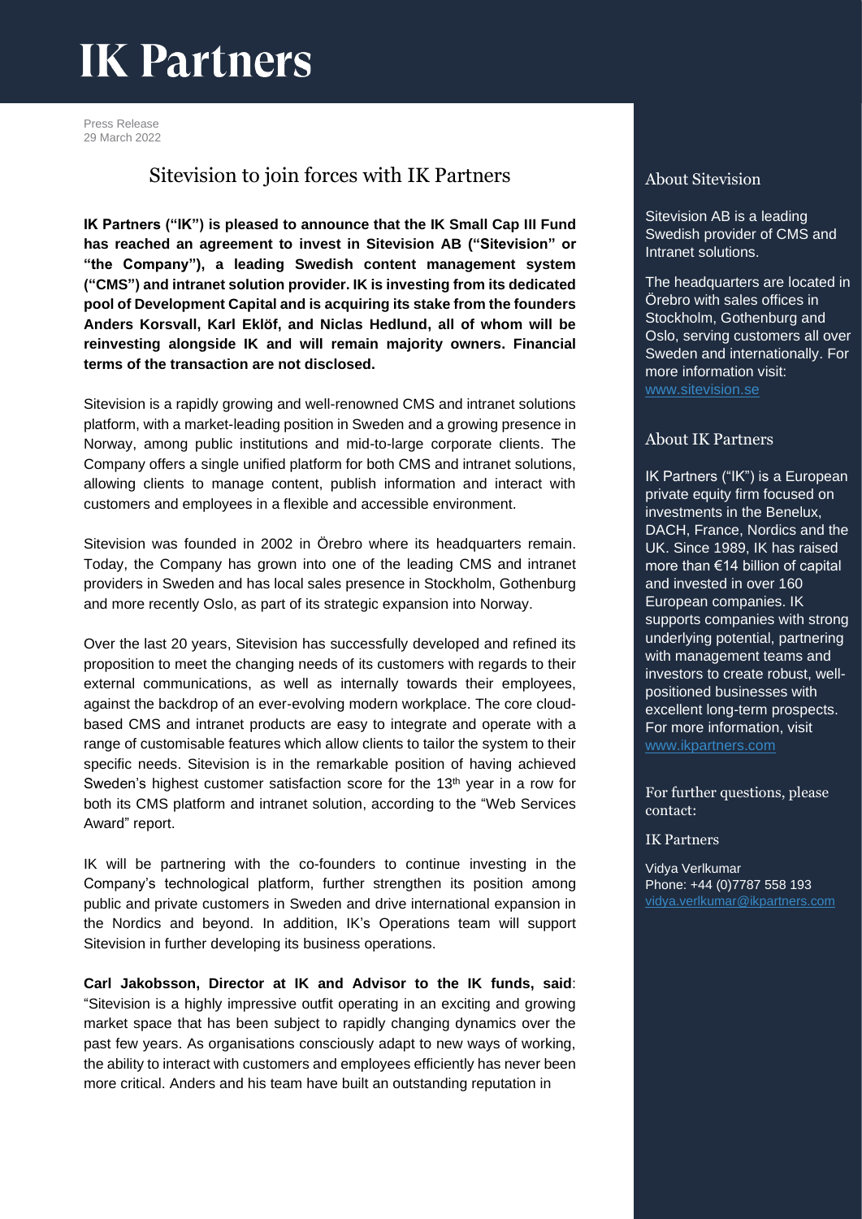# IK Partners

Press Release
29 March 2022

## Sitevision to join forces with IK Partners

**IK Partners ("IK") is pleased to announce that the IK Small Cap III Fund has reached an agreement to invest in Sitevision AB ("Sitevision" or "the Company"), a leading Swedish content management system ("CMS") and intranet solution provider. IK is investing from its dedicated pool of Development Capital and is acquiring its stake from the founders Anders Korsvall, Karl Eklöf, and Niclas Hedlund, all of whom will be reinvesting alongside IK and will remain majority owners. Financial terms of the transaction are not disclosed.**

Sitevision is a rapidly growing and well-renowned CMS and intranet solutions platform, with a market-leading position in Sweden and a growing presence in Norway, among public institutions and mid-to-large corporate clients. The Company offers a single unified platform for both CMS and intranet solutions, allowing clients to manage content, publish information and interact with customers and employees in a flexible and accessible environment.

Sitevision was founded in 2002 in Örebro where its headquarters remain. Today, the Company has grown into one of the leading CMS and intranet providers in Sweden and has local sales presence in Stockholm, Gothenburg and more recently Oslo, as part of its strategic expansion into Norway.

Over the last 20 years, Sitevision has successfully developed and refined its proposition to meet the changing needs of its customers with regards to their external communications, as well as internally towards their employees, against the backdrop of an ever-evolving modern workplace. The core cloud-based CMS and intranet products are easy to integrate and operate with a range of customisable features which allow clients to tailor the system to their specific needs. Sitevision is in the remarkable position of having achieved Sweden's highest customer satisfaction score for the 13th year in a row for both its CMS platform and intranet solution, according to the "Web Services Award" report.

IK will be partnering with the co-founders to continue investing in the Company's technological platform, further strengthen its position among public and private customers in Sweden and drive international expansion in the Nordics and beyond. In addition, IK's Operations team will support Sitevision in further developing its business operations.

**Carl Jakobsson, Director at IK and Advisor to the IK funds, said**: "Sitevision is a highly impressive outfit operating in an exciting and growing market space that has been subject to rapidly changing dynamics over the past few years. As organisations consciously adapt to new ways of working, the ability to interact with customers and employees efficiently has never been more critical. Anders and his team have built an outstanding reputation in

### About Sitevision

Sitevision AB is a leading Swedish provider of CMS and Intranet solutions.

The headquarters are located in Örebro with sales offices in Stockholm, Gothenburg and Oslo, serving customers all over Sweden and internationally. For more information visit: www.sitevision.se

### About IK Partners

IK Partners ("IK") is a European private equity firm focused on investments in the Benelux, DACH, France, Nordics and the UK. Since 1989, IK has raised more than €14 billion of capital and invested in over 160 European companies. IK supports companies with strong underlying potential, partnering with management teams and investors to create robust, well-positioned businesses with excellent long-term prospects. For more information, visit www.ikpartners.com

### For further questions, please contact:

IK Partners

Vidya Verlkumar
Phone: +44 (0)7787 558 193
vidya.verlkumar@ikpartners.com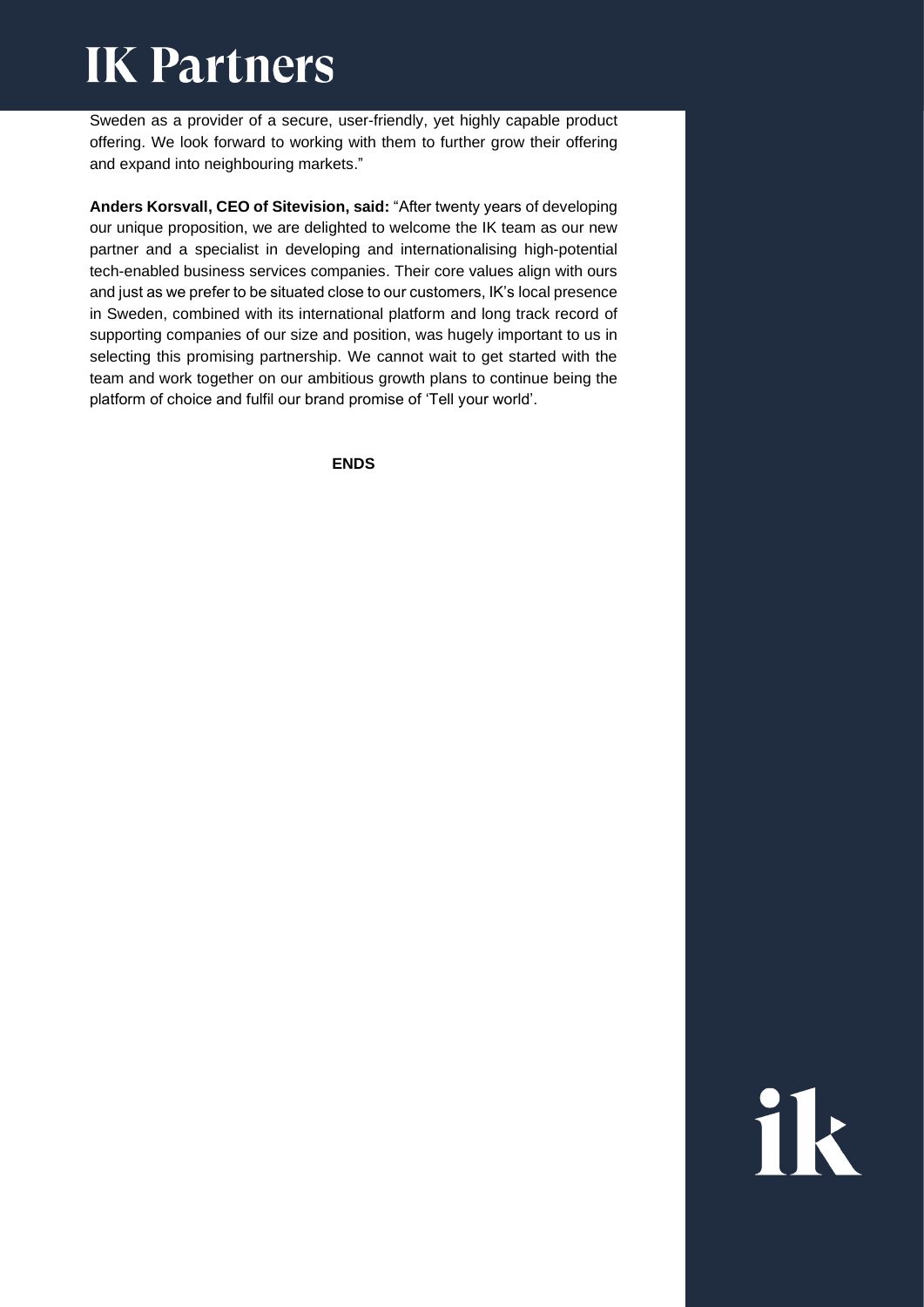Sweden as a provider of a secure, user-friendly, yet highly capable product offering. We look forward to working with them to further grow their offering and expand into neighbouring markets."

**Anders Korsvall, CEO of Sitevision, said:** "After twenty years of developing our unique proposition, we are delighted to welcome the IK team as our new partner and a specialist in developing and internationalising high-potential tech-enabled business services companies. Their core values align with ours and just as we prefer to be situated close to our customers, IK's local presence in Sweden, combined with its international platform and long track record of supporting companies of our size and position, was hugely important to us in selecting this promising partnership. We cannot wait to get started with the team and work together on our ambitious growth plans to continue being the platform of choice and fulfil our brand promise of 'Tell your world'.

**ENDS**